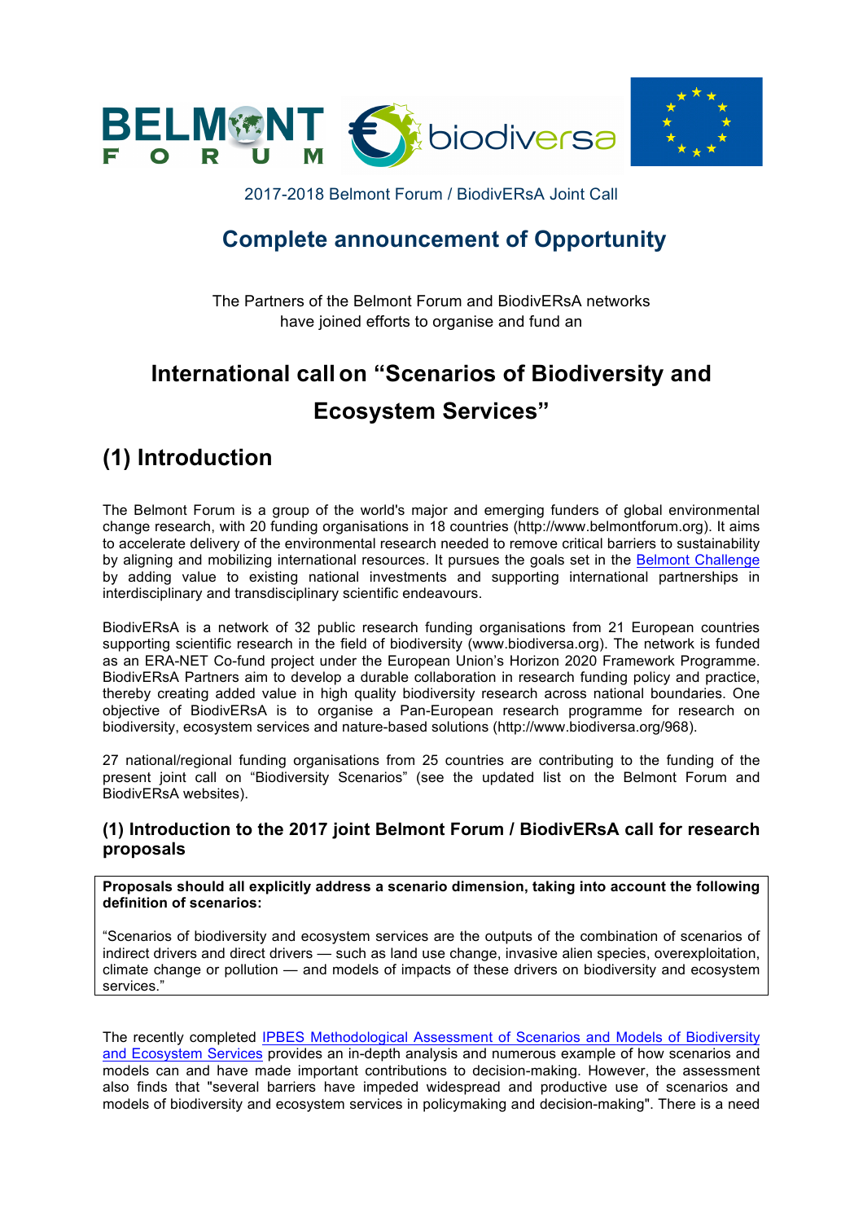2017-2018 Belmont Forum / BiodivERsA Joint Call

# Complete announcement of Opportunity

The Partners of the Belmont Forum and BiodivERsA networks have joined efforts to organise and fund an

# International call on "Scenarios of Biodiversity and Ecosystem Services"

## (1) Introduction

The Belmont Forum is a group of the world's major and emerging funders of global environmental change research, with 20 funding organisations in 18 countries (http://www.belmontforum.org). It aims to accelerate delivery of the environmental research needed to remove critical barriers to sustainability by aligning and mobilizing international resources. It pursues the goals set in the Belmont Challenge by adding value to existing national investments and supporting international partnerships in interdisciplinary and transdisciplinary scientific endeavours.

BiodivERsA is a network of 32 public research funding organisations from 21 European countries supporting scientific research in the field of biodiversity (www.biodiversa.org). The network is funded as an ERA-NET Co-fund project under the European Union's Horizon 2020 Framework Programme. BiodivERsA Partners aim to develop a durable collaboration in research funding policy and practice, thereby creating added value in high quality biodiversity research across national boundaries. One objective of BiodivERsA is to organise a Pan-European research programme for research on biodiversity, ecosystem services and nature-based solutions (http://www.biodiversa.org/968).

27 national/regional funding organisations from 25 countries are contributing to the funding of the present joint call on "Biodiversity Scenarios" (see the updated list on the Belmont Forum and BiodivERsA websites).

### (1) Introduction to the 2017 joint Belmont Forum / BiodivERsA call for research proposals

**Proposals should all explicitly address a scenario dimension, taking into account the following definition of scenarios:**

"Scenarios of biodiversity and ecosystem services are the outputs of the combination of scenarios of indirect drivers and direct drivers — such as land use change, invasive alien species, overexploitation, climate change or pollution — and models of impacts of these drivers on biodiversity and ecosystem services."

The recently completed IPBES Methodological Assessment of Scenarios and Models of Biodiversity and Ecosystem Services provides an in-depth analysis and numerous example of how scenarios and models can and have made important contributions to decision-making. However, the assessment also finds that "several barriers have impeded widespread and productive use of scenarios and models of biodiversity and ecosystem services in policymaking and decision-making". There is a need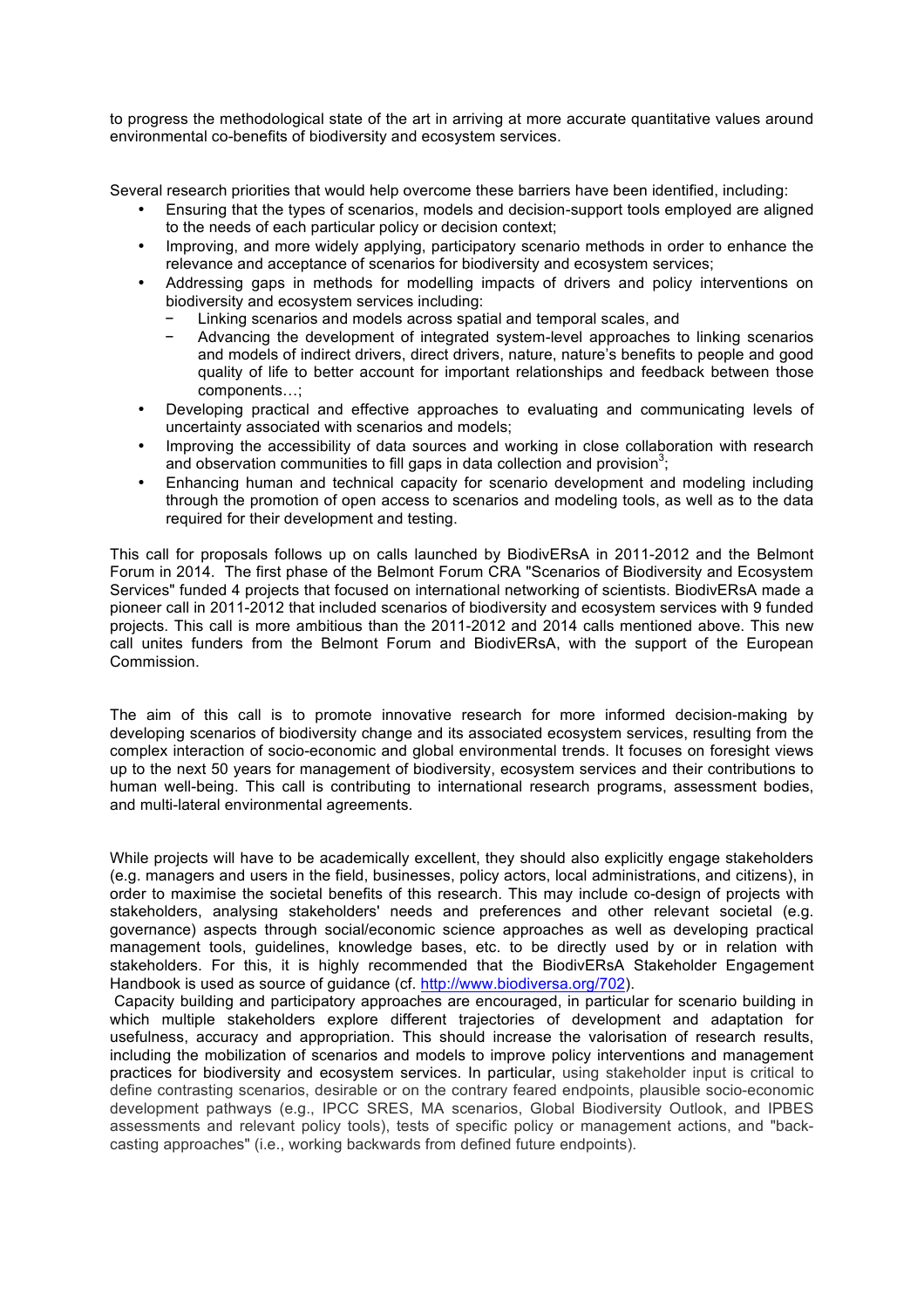to progress the methodological state of the art in arriving at more accurate quantitative values around environmental co-benefits of biodiversity and ecosystem services.

Several research priorities that would help overcome these barriers have been identified, including:

- Ensuring that the types of scenarios, models and decision-support tools employed are aligned to the needs of each particular policy or decision context;
- Improving, and more widely applying, participatory scenario methods in order to enhance the relevance and acceptance of scenarios for biodiversity and ecosystem services;
- Addressing gaps in methods for modelling impacts of drivers and policy interventions on biodiversity and ecosystem services including:
  - Linking scenarios and models across spatial and temporal scales, and
  - Advancing the development of integrated system-level approaches to linking scenarios and models of indirect drivers, direct drivers, nature, nature's benefits to people and good quality of life to better account for important relationships and feedback between those components…;
- Developing practical and effective approaches to evaluating and communicating levels of uncertainty associated with scenarios and models;
- Improving the accessibility of data sources and working in close collaboration with research and observation communities to fill gaps in data collection and provision[3];
- Enhancing human and technical capacity for scenario development and modeling including through the promotion of open access to scenarios and modeling tools, as well as to the data required for their development and testing.

This call for proposals follows up on calls launched by BiodivERsA in 2011-2012 and the Belmont Forum in 2014. The first phase of the Belmont Forum CRA "Scenarios of Biodiversity and Ecosystem Services" funded 4 projects that focused on international networking of scientists. BiodivERsA made a pioneer call in 2011-2012 that included scenarios of biodiversity and ecosystem services with 9 funded projects. This call is more ambitious than the 2011-2012 and 2014 calls mentioned above. This new call unites funders from the Belmont Forum and BiodivERsA, with the support of the European Commission.

The aim of this call is to promote innovative research for more informed decision-making by developing scenarios of biodiversity change and its associated ecosystem services, resulting from the complex interaction of socio-economic and global environmental trends. It focuses on foresight views up to the next 50 years for management of biodiversity, ecosystem services and their contributions to human well-being. This call is contributing to international research programs, assessment bodies, and multi-lateral environmental agreements.

While projects will have to be academically excellent, they should also explicitly engage stakeholders (e.g. managers and users in the field, businesses, policy actors, local administrations, and citizens), in order to maximise the societal benefits of this research. This may include co-design of projects with stakeholders, analysing stakeholders' needs and preferences and other relevant societal (e.g. governance) aspects through social/economic science approaches as well as developing practical management tools, guidelines, knowledge bases, etc. to be directly used by or in relation with stakeholders. For this, it is highly recommended that the BiodivERsA Stakeholder Engagement Handbook is used as source of guidance (cf. http://www.biodiversa.org/702).
Capacity building and participatory approaches are encouraged, in particular for scenario building in which multiple stakeholders explore different trajectories of development and adaptation for usefulness, accuracy and appropriation. This should increase the valorisation of research results, including the mobilization of scenarios and models to improve policy interventions and management practices for biodiversity and ecosystem services. In particular, using stakeholder input is critical to define contrasting scenarios, desirable or on the contrary feared endpoints, plausible socio-economic development pathways (e.g., IPCC SRES, MA scenarios, Global Biodiversity Outlook, and IPBES assessments and relevant policy tools), tests of specific policy or management actions, and "back-casting approaches" (i.e., working backwards from defined future endpoints).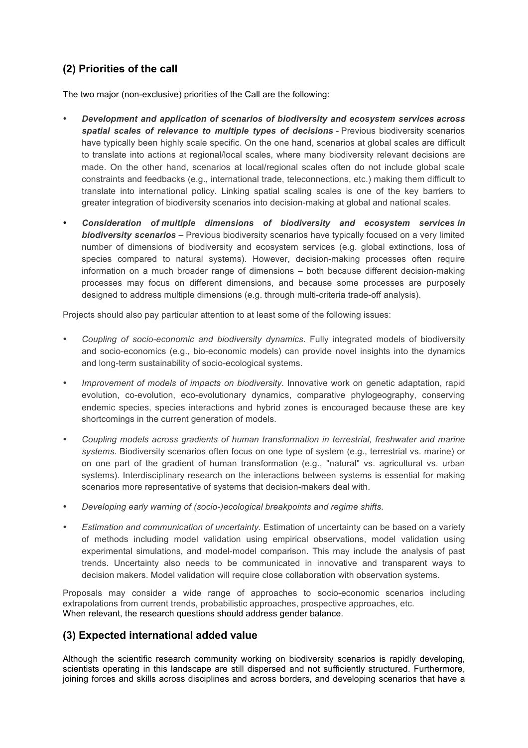## (2) Priorities of the call

The two major (non-exclusive) priorities of the Call are the following:

- ***Development and application of scenarios of biodiversity and ecosystem services across spatial scales of relevance to multiple types of decisions*** - Previous biodiversity scenarios have typically been highly scale specific. On the one hand, scenarios at global scales are difficult to translate into actions at regional/local scales, where many biodiversity relevant decisions are made. On the other hand, scenarios at local/regional scales often do not include global scale constraints and feedbacks (e.g., international trade, teleconnections, etc.) making them difficult to translate into international policy. Linking spatial scaling scales is one of the key barriers to greater integration of biodiversity scenarios into decision-making at global and national scales.
- ***Consideration of multiple dimensions of biodiversity and ecosystem services in biodiversity scenarios*** – Previous biodiversity scenarios have typically focused on a very limited number of dimensions of biodiversity and ecosystem services (e.g. global extinctions, loss of species compared to natural systems). However, decision-making processes often require information on a much broader range of dimensions – both because different decision-making processes may focus on different dimensions, and because some processes are purposely designed to address multiple dimensions (e.g. through multi-criteria trade-off analysis).

Projects should also pay particular attention to at least some of the following issues:

- *Coupling of socio-economic and biodiversity dynamics*. Fully integrated models of biodiversity and socio-economics (e.g., bio-economic models) can provide novel insights into the dynamics and long-term sustainability of socio-ecological systems.
- *Improvement of models of impacts on biodiversity*. Innovative work on genetic adaptation, rapid evolution, co-evolution, eco-evolutionary dynamics, comparative phylogeography, conserving endemic species, species interactions and hybrid zones is encouraged because these are key shortcomings in the current generation of models.
- *Coupling models across gradients of human transformation in terrestrial, freshwater and marine systems*. Biodiversity scenarios often focus on one type of system (e.g., terrestrial vs. marine) or on one part of the gradient of human transformation (e.g., "natural" vs. agricultural vs. urban systems). Interdisciplinary research on the interactions between systems is essential for making scenarios more representative of systems that decision-makers deal with.
- *Developing early warning of (socio-)ecological breakpoints and regime shifts*.
- *Estimation and communication of uncertainty*. Estimation of uncertainty can be based on a variety of methods including model validation using empirical observations, model validation using experimental simulations, and model-model comparison. This may include the analysis of past trends. Uncertainty also needs to be communicated in innovative and transparent ways to decision makers. Model validation will require close collaboration with observation systems.

Proposals may consider a wide range of approaches to socio-economic scenarios including extrapolations from current trends, probabilistic approaches, prospective approaches, etc.
When relevant, the research questions should address gender balance.

## (3) Expected international added value

Although the scientific research community working on biodiversity scenarios is rapidly developing, scientists operating in this landscape are still dispersed and not sufficiently structured. Furthermore, joining forces and skills across disciplines and across borders, and developing scenarios that have a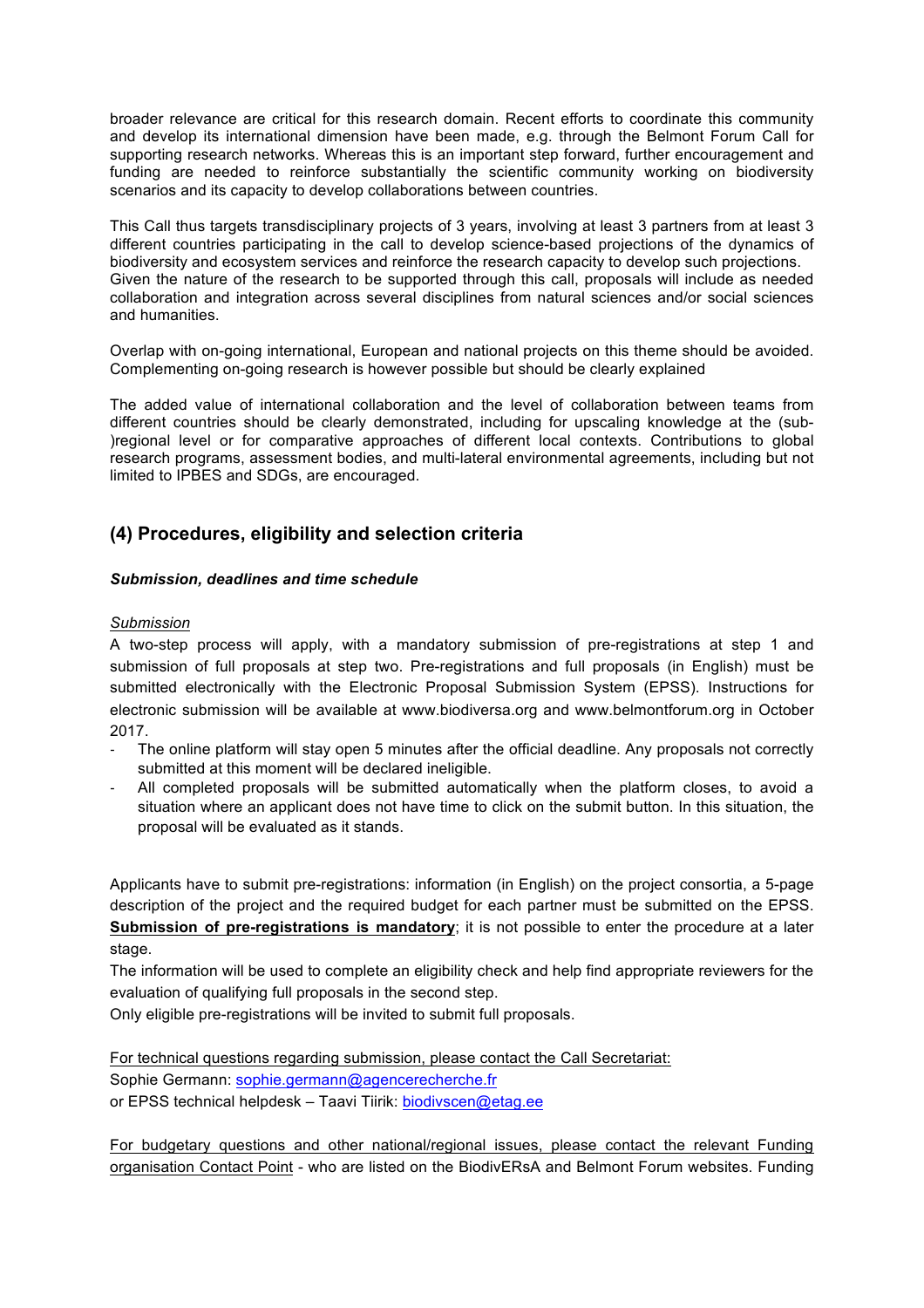broader relevance are critical for this research domain. Recent efforts to coordinate this community and develop its international dimension have been made, e.g. through the Belmont Forum Call for supporting research networks. Whereas this is an important step forward, further encouragement and funding are needed to reinforce substantially the scientific community working on biodiversity scenarios and its capacity to develop collaborations between countries.

This Call thus targets transdisciplinary projects of 3 years, involving at least 3 partners from at least 3 different countries participating in the call to develop science-based projections of the dynamics of biodiversity and ecosystem services and reinforce the research capacity to develop such projections. Given the nature of the research to be supported through this call, proposals will include as needed collaboration and integration across several disciplines from natural sciences and/or social sciences and humanities.

Overlap with on-going international, European and national projects on this theme should be avoided. Complementing on-going research is however possible but should be clearly explained

The added value of international collaboration and the level of collaboration between teams from different countries should be clearly demonstrated, including for upscaling knowledge at the (sub-)regional level or for comparative approaches of different local contexts. Contributions to global research programs, assessment bodies, and multi-lateral environmental agreements, including but not limited to IPBES and SDGs, are encouraged.

## (4) Procedures, eligibility and selection criteria

### *Submission, deadlines and time schedule*

*Submission*

A two-step process will apply, with a mandatory submission of pre-registrations at step 1 and submission of full proposals at step two. Pre-registrations and full proposals (in English) must be submitted electronically with the Electronic Proposal Submission System (EPSS). Instructions for electronic submission will be available at www.biodiversa.org and www.belmontforum.org in October 2017.

- The online platform will stay open 5 minutes after the official deadline. Any proposals not correctly submitted at this moment will be declared ineligible.
- All completed proposals will be submitted automatically when the platform closes, to avoid a situation where an applicant does not have time to click on the submit button. In this situation, the proposal will be evaluated as it stands.

Applicants have to submit pre-registrations: information (in English) on the project consortia, a 5-page description of the project and the required budget for each partner must be submitted on the EPSS. **Submission of pre-registrations is mandatory**; it is not possible to enter the procedure at a later stage.

The information will be used to complete an eligibility check and help find appropriate reviewers for the evaluation of qualifying full proposals in the second step.

Only eligible pre-registrations will be invited to submit full proposals.

For technical questions regarding submission, please contact the Call Secretariat:
Sophie Germann: sophie.germann@agencerecherche.fr
or EPSS technical helpdesk – Taavi Tiirik: biodivscen@etag.ee

For budgetary questions and other national/regional issues, please contact the relevant Funding organisation Contact Point - who are listed on the BiodivERsA and Belmont Forum websites. Funding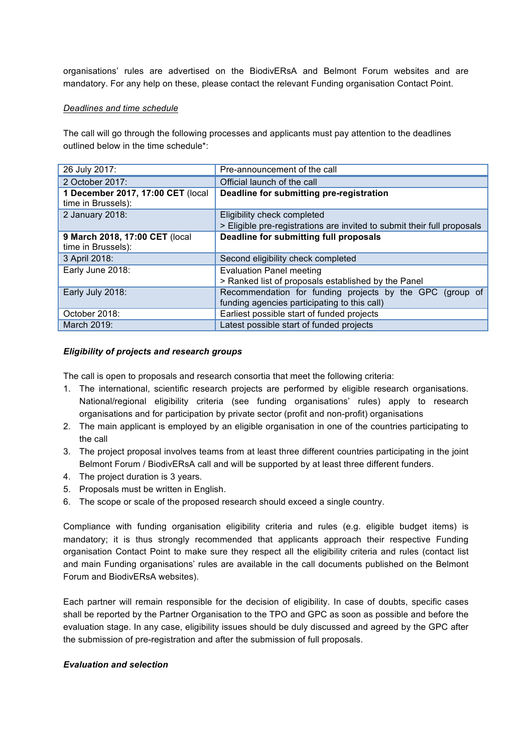organisations' rules are advertised on the BiodivERsA and Belmont Forum websites and are mandatory. For any help on these, please contact the relevant Funding organisation Contact Point.

*Deadlines and time schedule*

The call will go through the following processes and applicants must pay attention to the deadlines outlined below in the time schedule*:

| | |
|---|---|
| 26 July 2017: | Pre-announcement of the call |
| 2 October 2017: | Official launch of the call |
| **1 December 2017, 17:00 CET** (local time in Brussels): | **Deadline for submitting pre-registration** |
| 2 January 2018: | Eligibility check completed<br>> Eligible pre-registrations are invited to submit their full proposals |
| **9 March 2018, 17:00 CET** (local time in Brussels): | **Deadline for submitting full proposals** |
| 3 April 2018: | Second eligibility check completed |
| Early June 2018: | Evaluation Panel meeting<br>> Ranked list of proposals established by the Panel |
| Early July 2018: | Recommendation for funding projects by the GPC (group of funding agencies participating to this call) |
| October 2018: | Earliest possible start of funded projects |
| March 2019: | Latest possible start of funded projects |

***Eligibility of projects and research groups***

The call is open to proposals and research consortia that meet the following criteria:

1. The international, scientific research projects are performed by eligible research organisations. National/regional eligibility criteria (see funding organisations' rules) apply to research organisations and for participation by private sector (profit and non-profit) organisations
2. The main applicant is employed by an eligible organisation in one of the countries participating to the call
3. The project proposal involves teams from at least three different countries participating in the joint Belmont Forum / BiodivERsA call and will be supported by at least three different funders.
4. The project duration is 3 years.
5. Proposals must be written in English.
6. The scope or scale of the proposed research should exceed a single country.

Compliance with funding organisation eligibility criteria and rules (e.g. eligible budget items) is mandatory; it is thus strongly recommended that applicants approach their respective Funding organisation Contact Point to make sure they respect all the eligibility criteria and rules (contact list and main Funding organisations' rules are available in the call documents published on the Belmont Forum and BiodivERsA websites).

Each partner will remain responsible for the decision of eligibility. In case of doubts, specific cases shall be reported by the Partner Organisation to the TPO and GPC as soon as possible and before the evaluation stage. In any case, eligibility issues should be duly discussed and agreed by the GPC after the submission of pre-registration and after the submission of full proposals.

***Evaluation and selection***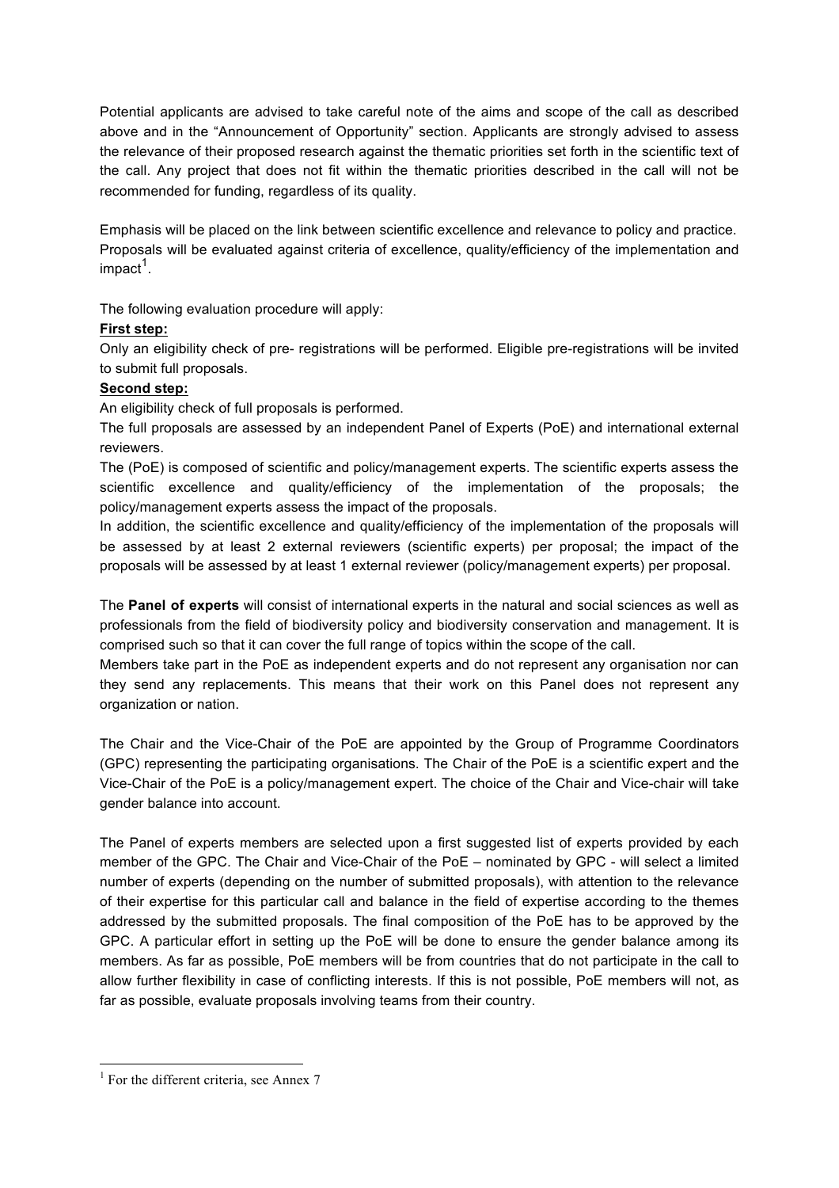Potential applicants are advised to take careful note of the aims and scope of the call as described above and in the "Announcement of Opportunity" section. Applicants are strongly advised to assess the relevance of their proposed research against the thematic priorities set forth in the scientific text of the call. Any project that does not fit within the thematic priorities described in the call will not be recommended for funding, regardless of its quality.

Emphasis will be placed on the link between scientific excellence and relevance to policy and practice. Proposals will be evaluated against criteria of excellence, quality/efficiency of the implementation and impact[1].

The following evaluation procedure will apply:

**First step:**

Only an eligibility check of pre- registrations will be performed. Eligible pre-registrations will be invited to submit full proposals.

**Second step:**

An eligibility check of full proposals is performed.

The full proposals are assessed by an independent Panel of Experts (PoE) and international external reviewers.

The (PoE) is composed of scientific and policy/management experts. The scientific experts assess the scientific excellence and quality/efficiency of the implementation of the proposals; the policy/management experts assess the impact of the proposals.

In addition, the scientific excellence and quality/efficiency of the implementation of the proposals will be assessed by at least 2 external reviewers (scientific experts) per proposal; the impact of the proposals will be assessed by at least 1 external reviewer (policy/management experts) per proposal.

The **Panel of experts** will consist of international experts in the natural and social sciences as well as professionals from the field of biodiversity policy and biodiversity conservation and management. It is comprised such so that it can cover the full range of topics within the scope of the call.

Members take part in the PoE as independent experts and do not represent any organisation nor can they send any replacements. This means that their work on this Panel does not represent any organization or nation.

The Chair and the Vice-Chair of the PoE are appointed by the Group of Programme Coordinators (GPC) representing the participating organisations. The Chair of the PoE is a scientific expert and the Vice-Chair of the PoE is a policy/management expert. The choice of the Chair and Vice-chair will take gender balance into account.

The Panel of experts members are selected upon a first suggested list of experts provided by each member of the GPC. The Chair and Vice-Chair of the PoE – nominated by GPC - will select a limited number of experts (depending on the number of submitted proposals), with attention to the relevance of their expertise for this particular call and balance in the field of expertise according to the themes addressed by the submitted proposals. The final composition of the PoE has to be approved by the GPC. A particular effort in setting up the PoE will be done to ensure the gender balance among its members. As far as possible, PoE members will be from countries that do not participate in the call to allow further flexibility in case of conflicting interests. If this is not possible, PoE members will not, as far as possible, evaluate proposals involving teams from their country.

[1] For the different criteria, see Annex 7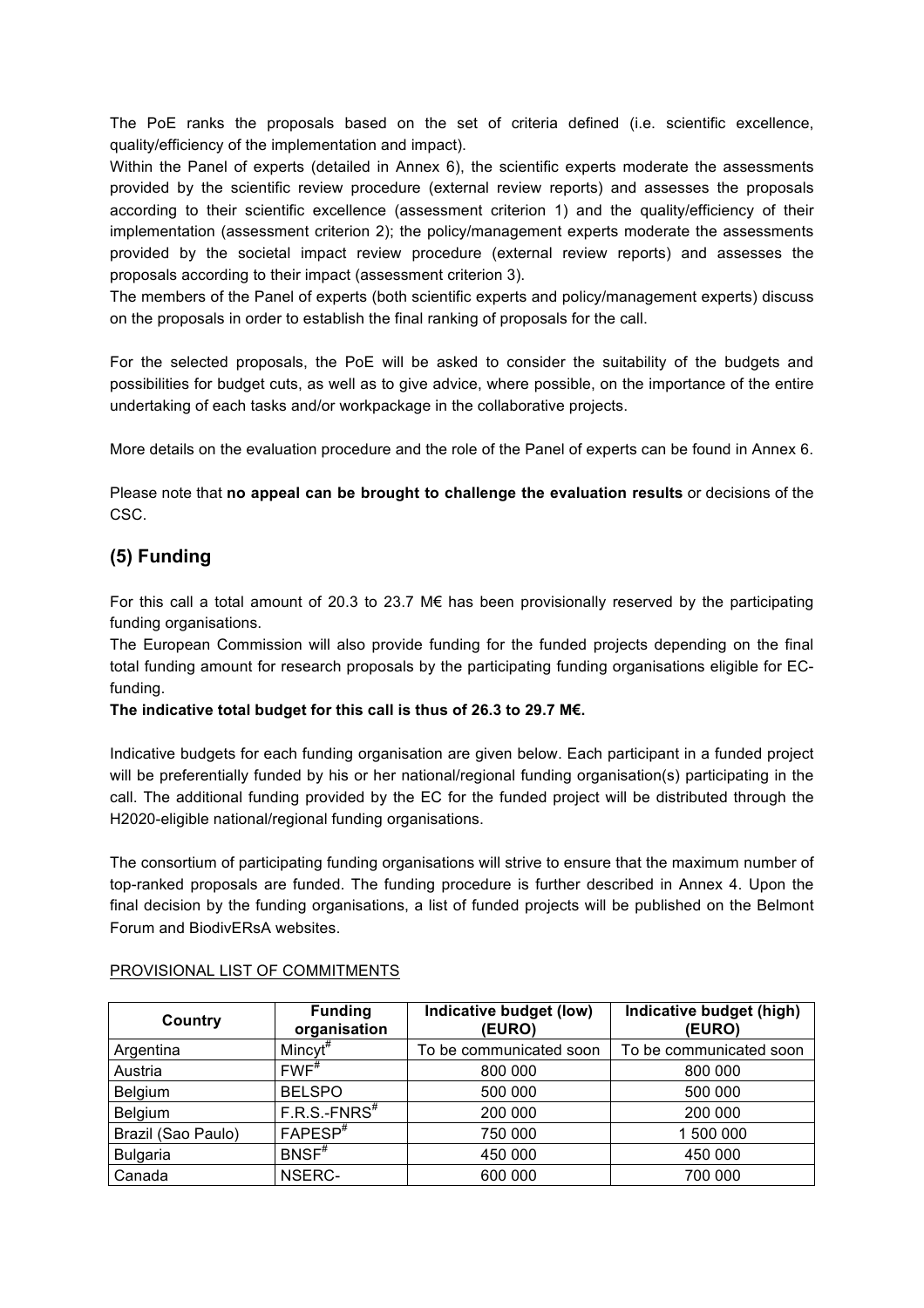The PoE ranks the proposals based on the set of criteria defined (i.e. scientific excellence, quality/efficiency of the implementation and impact).

Within the Panel of experts (detailed in Annex 6), the scientific experts moderate the assessments provided by the scientific review procedure (external review reports) and assesses the proposals according to their scientific excellence (assessment criterion 1) and the quality/efficiency of their implementation (assessment criterion 2); the policy/management experts moderate the assessments provided by the societal impact review procedure (external review reports) and assesses the proposals according to their impact (assessment criterion 3).

The members of the Panel of experts (both scientific experts and policy/management experts) discuss on the proposals in order to establish the final ranking of proposals for the call.

For the selected proposals, the PoE will be asked to consider the suitability of the budgets and possibilities for budget cuts, as well as to give advice, where possible, on the importance of the entire undertaking of each tasks and/or workpackage in the collaborative projects.

More details on the evaluation procedure and the role of the Panel of experts can be found in Annex 6.

Please note that **no appeal can be brought to challenge the evaluation results** or decisions of the CSC.

## (5) Funding

For this call a total amount of 20.3 to 23.7 M€ has been provisionally reserved by the participating funding organisations.

The European Commission will also provide funding for the funded projects depending on the final total funding amount for research proposals by the participating funding organisations eligible for EC-funding.

**The indicative total budget for this call is thus of 26.3 to 29.7 M€.**

Indicative budgets for each funding organisation are given below. Each participant in a funded project will be preferentially funded by his or her national/regional funding organisation(s) participating in the call. The additional funding provided by the EC for the funded project will be distributed through the H2020-eligible national/regional funding organisations.

The consortium of participating funding organisations will strive to ensure that the maximum number of top-ranked proposals are funded. The funding procedure is further described in Annex 4. Upon the final decision by the funding organisations, a list of funded projects will be published on the Belmont Forum and BiodivERsA websites.

PROVISIONAL LIST OF COMMITMENTS

| Country | Funding organisation | Indicative budget (low) (EURO) | Indicative budget (high) (EURO) |
| --- | --- | --- | --- |
| Argentina | Mincyt[#] | To be communicated soon | To be communicated soon |
| Austria | FWF[#] | 800 000 | 800 000 |
| Belgium | BELSPO | 500 000 | 500 000 |
| Belgium | F.R.S.-FNRS[#] | 200 000 | 200 000 |
| Brazil (Sao Paulo) | FAPESP[#] | 750 000 | 1 500 000 |
| Bulgaria | BNSF[#] | 450 000 | 450 000 |
| Canada | NSERC- | 600 000 | 700 000 |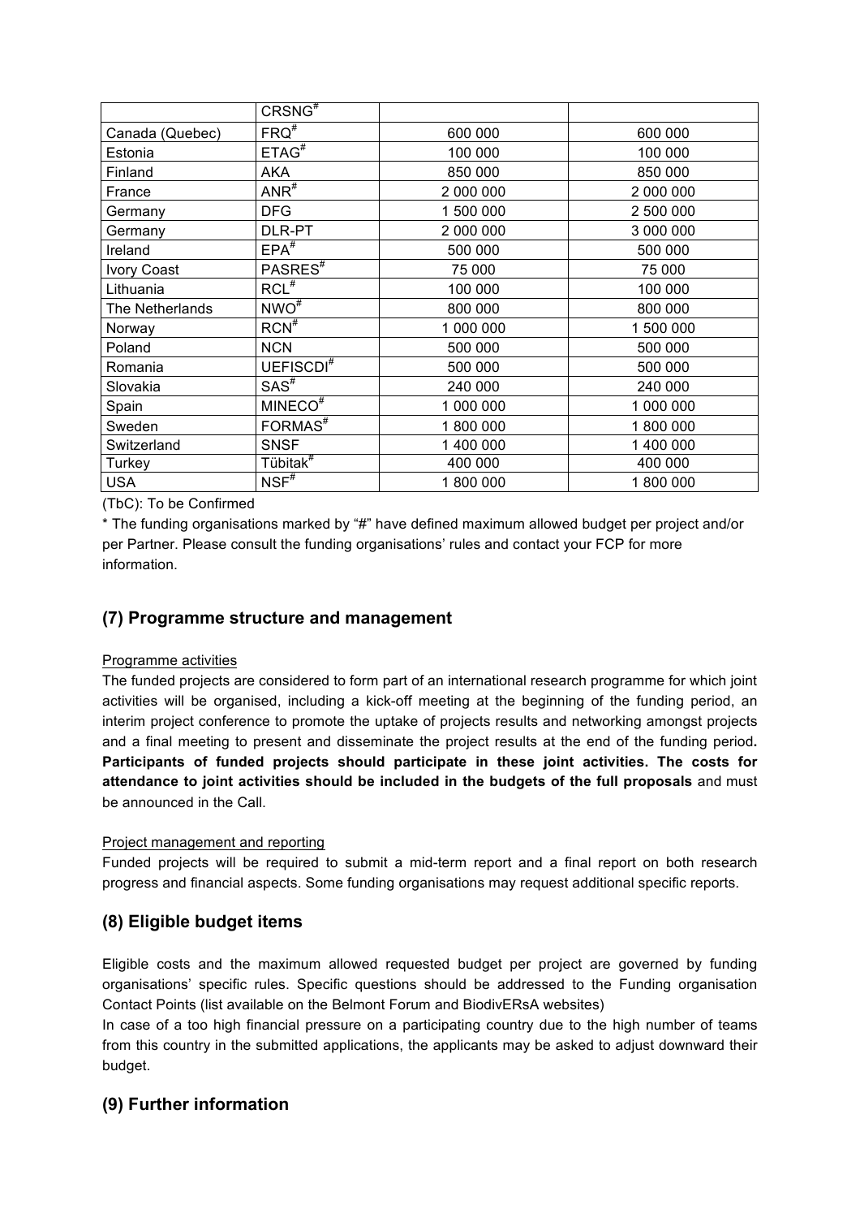|  | CRSNG# |  |  |
| --- | --- | --- | --- |
| Canada (Quebec) | FRQ# | 600 000 | 600 000 |
| Estonia | ETAG# | 100 000 | 100 000 |
| Finland | AKA | 850 000 | 850 000 |
| France | ANR# | 2 000 000 | 2 000 000 |
| Germany | DFG | 1 500 000 | 2 500 000 |
| Germany | DLR-PT | 2 000 000 | 3 000 000 |
| Ireland | EPA# | 500 000 | 500 000 |
| Ivory Coast | PASRES# | 75 000 | 75 000 |
| Lithuania | RCL# | 100 000 | 100 000 |
| The Netherlands | NWO# | 800 000 | 800 000 |
| Norway | RCN# | 1 000 000 | 1 500 000 |
| Poland | NCN | 500 000 | 500 000 |
| Romania | UEFISCDI# | 500 000 | 500 000 |
| Slovakia | SAS# | 240 000 | 240 000 |
| Spain | MINECO# | 1 000 000 | 1 000 000 |
| Sweden | FORMAS# | 1 800 000 | 1 800 000 |
| Switzerland | SNSF | 1 400 000 | 1 400 000 |
| Turkey | Tübitak# | 400 000 | 400 000 |
| USA | NSF# | 1 800 000 | 1 800 000 |

(TbC): To be Confirmed

* The funding organisations marked by "#" have defined maximum allowed budget per project and/or per Partner. Please consult the funding organisations' rules and contact your FCP for more information.

## (7) Programme structure and management

Programme activities

The funded projects are considered to form part of an international research programme for which joint activities will be organised, including a kick-off meeting at the beginning of the funding period, an interim project conference to promote the uptake of projects results and networking amongst projects and a final meeting to present and disseminate the project results at the end of the funding period. **Participants of funded projects should participate in these joint activities. The costs for attendance to joint activities should be included in the budgets of the full proposals** and must be announced in the Call.

Project management and reporting

Funded projects will be required to submit a mid-term report and a final report on both research progress and financial aspects. Some funding organisations may request additional specific reports.

## (8) Eligible budget items

Eligible costs and the maximum allowed requested budget per project are governed by funding organisations' specific rules. Specific questions should be addressed to the Funding organisation Contact Points (list available on the Belmont Forum and BiodivERsA websites)

In case of a too high financial pressure on a participating country due to the high number of teams from this country in the submitted applications, the applicants may be asked to adjust downward their budget.

## (9) Further information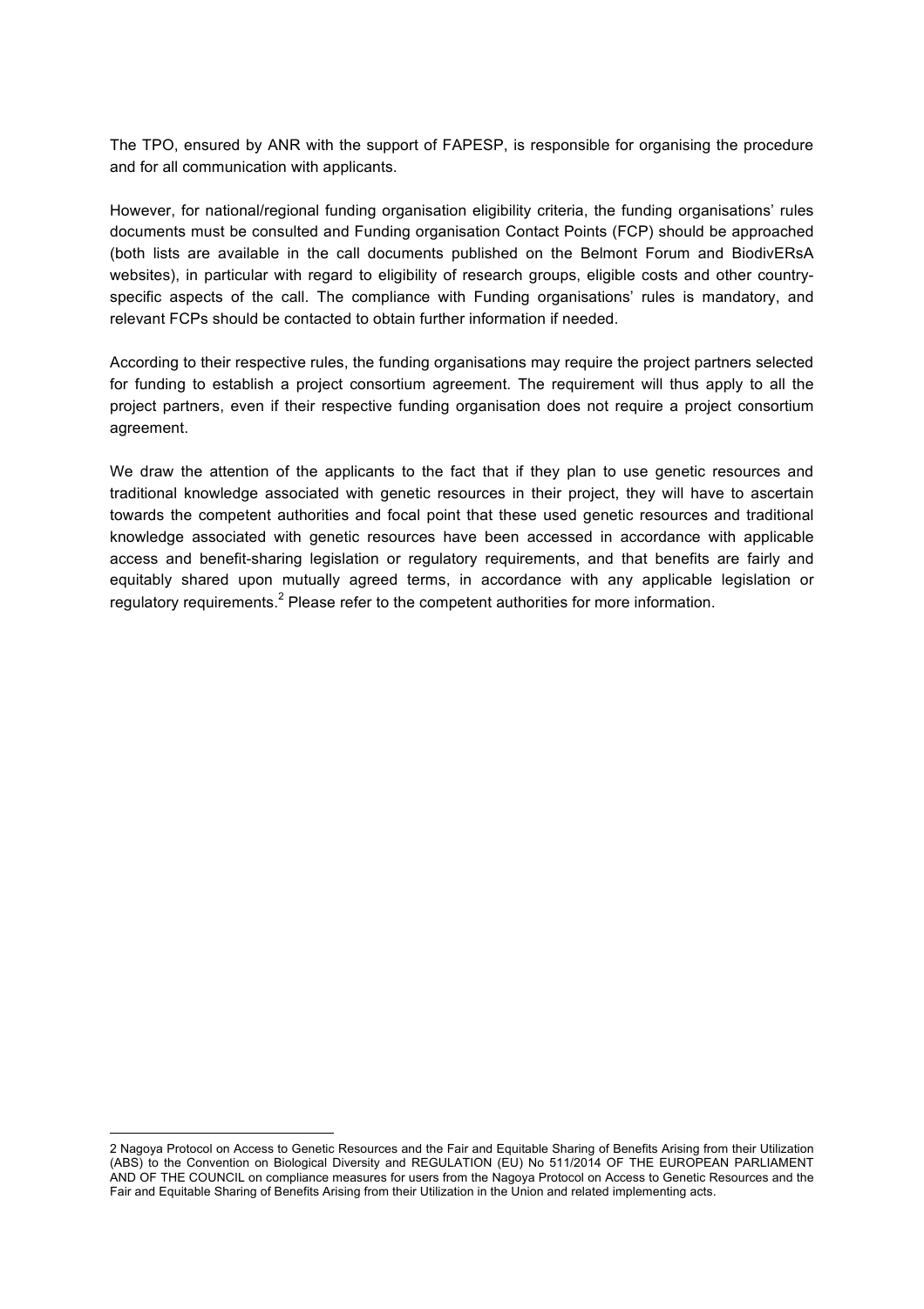The TPO, ensured by ANR with the support of FAPESP, is responsible for organising the procedure and for all communication with applicants.

However, for national/regional funding organisation eligibility criteria, the funding organisations' rules documents must be consulted and Funding organisation Contact Points (FCP) should be approached (both lists are available in the call documents published on the Belmont Forum and BiodivERsA websites), in particular with regard to eligibility of research groups, eligible costs and other country-specific aspects of the call. The compliance with Funding organisations' rules is mandatory, and relevant FCPs should be contacted to obtain further information if needed.

According to their respective rules, the funding organisations may require the project partners selected for funding to establish a project consortium agreement. The requirement will thus apply to all the project partners, even if their respective funding organisation does not require a project consortium agreement.

We draw the attention of the applicants to the fact that if they plan to use genetic resources and traditional knowledge associated with genetic resources in their project, they will have to ascertain towards the competent authorities and focal point that these used genetic resources and traditional knowledge associated with genetic resources have been accessed in accordance with applicable access and benefit-sharing legislation or regulatory requirements, and that benefits are fairly and equitably shared upon mutually agreed terms, in accordance with any applicable legislation or regulatory requirements.[2] Please refer to the competent authorities for more information.

---

2 Nagoya Protocol on Access to Genetic Resources and the Fair and Equitable Sharing of Benefits Arising from their Utilization (ABS) to the Convention on Biological Diversity and REGULATION (EU) No 511/2014 OF THE EUROPEAN PARLIAMENT AND OF THE COUNCIL on compliance measures for users from the Nagoya Protocol on Access to Genetic Resources and the Fair and Equitable Sharing of Benefits Arising from their Utilization in the Union and related implementing acts.